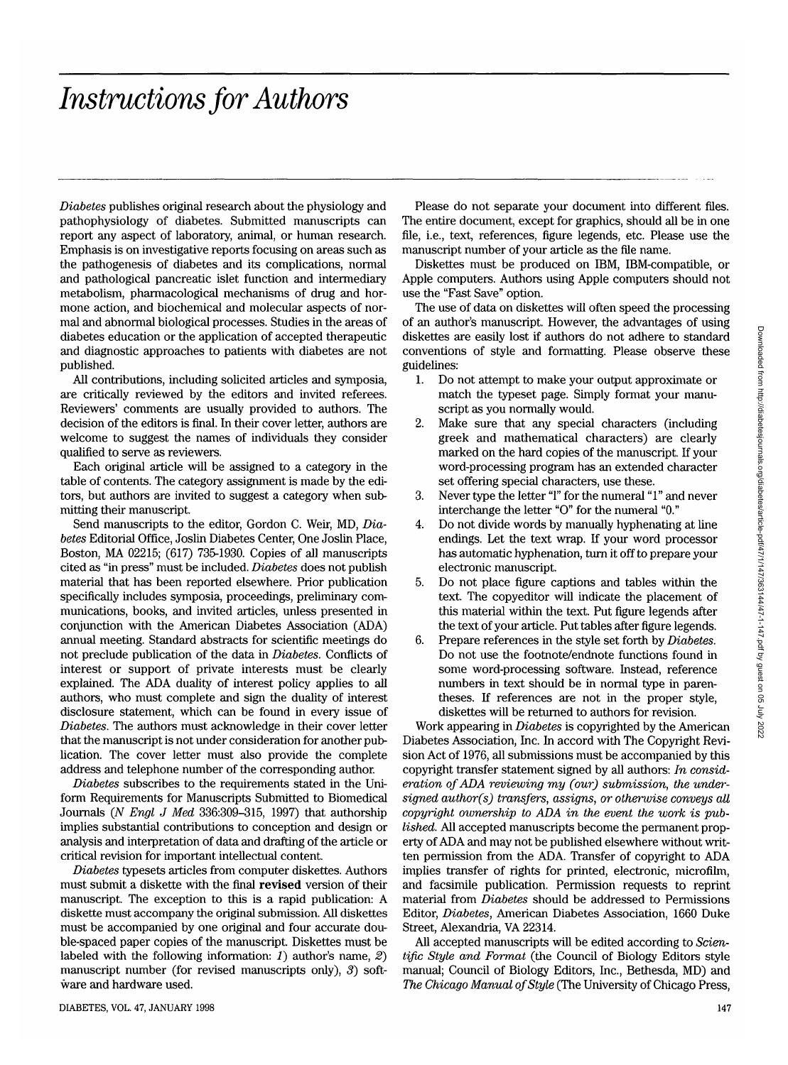# Instructions for Authors

*Diabetes* publishes original research about the physiology and pathophysiology of diabetes. Submitted manuscripts can report any aspect of laboratory, animal, or human research. Emphasis is on investigative reports focusing on areas such as the pathogenesis of diabetes and its complications, normal and pathological pancreatic islet function and intermediary metabolism, pharmacological mechanisms of drug and hormone action, and biochemical and molecular aspects of normal and abnormal biological processes. Studies in the areas of diabetes education or the application of accepted therapeutic and diagnostic approaches to patients with diabetes are not published.

All contributions, including solicited articles and symposia, are critically reviewed by the editors and invited referees. Reviewers' comments are usually provided to authors. The decision of the editors is final. In their cover letter, authors are welcome to suggest the names of individuals they consider qualified to serve as reviewers.

Each original article will be assigned to a category in the table of contents. The category assignment is made by the editors, but authors are invited to suggest a category when submitting their manuscript.

Send manuscripts to the editor, Gordon C. Weir, MD, *Diabetes* Editorial Office, Joslin Diabetes Center, One Joslin Place, Boston, MA 02215; (617) 735-1930. Copies of all manuscripts cited as "in press" must be included. *Diabetes* does not publish material that has been reported elsewhere. Prior publication specifically includes symposia, proceedings, preliminary communications, books, and invited articles, unless presented in conjunction with the American Diabetes Association (ADA) annual meeting. Standard abstracts for scientific meetings do not preclude publication of the data in *Diabetes*. Conflicts of interest or support of private interests must be clearly explained. The ADA duality of interest policy applies to all authors, who must complete and sign the duality of interest disclosure statement, which can be found in every issue of *Diabetes*. The authors must acknowledge in their cover letter that the manuscript is not under consideration for another publication. The cover letter must also provide the complete address and telephone number of the corresponding author.

*Diabetes* subscribes to the requirements stated in the Uniform Requirements for Manuscripts Submitted to Biomedical Journals (*N Engl J Med* 336:309–315, 1997) that authorship implies substantial contributions to conception and design or analysis and interpretation of data and drafting of the article or critical revision for important intellectual content.

*Diabetes* typesets articles from computer diskettes. Authors must submit a diskette with the final **revised** version of their manuscript. The exception to this is a rapid publication: A diskette must accompany the original submission. All diskettes must be accompanied by one original and four accurate double-spaced paper copies of the manuscript. Diskettes must be labeled with the following information: *1*) author's name, *2*) manuscript number (for revised manuscripts only), *3*) software and hardware used.

Please do not separate your document into different files. The entire document, except for graphics, should all be in one file, i.e., text, references, figure legends, etc. Please use the manuscript number of your article as the file name.

Diskettes must be produced on IBM, IBM-compatible, or Apple computers. Authors using Apple computers should not use the "Fast Save" option.

The use of data on diskettes will often speed the processing of an author's manuscript. However, the advantages of using diskettes are easily lost if authors do not adhere to standard conventions of style and formatting. Please observe these guidelines:

1. Do not attempt to make your output approximate or match the typeset page. Simply format your manuscript as you normally would.
2. Make sure that any special characters (including greek and mathematical characters) are clearly marked on the hard copies of the manuscript. If your word-processing program has an extended character set offering special characters, use these.
3. Never type the letter "l" for the numeral "1" and never interchange the letter "O" for the numeral "0."
4. Do not divide words by manually hyphenating at line endings. Let the text wrap. If your word processor has automatic hyphenation, turn it off to prepare your electronic manuscript.
5. Do not place figure captions and tables within the text. The copyeditor will indicate the placement of this material within the text. Put figure legends after the text of your article. Put tables after figure legends.
6. Prepare references in the style set forth by *Diabetes*. Do not use the footnote/endnote functions found in some word-processing software. Instead, reference numbers in text should be in normal type in parentheses. If references are not in the proper style, diskettes will be returned to authors for revision.

Work appearing in *Diabetes* is copyrighted by the American Diabetes Association, Inc. In accord with The Copyright Revision Act of 1976, all submissions must be accompanied by this copyright transfer statement signed by all authors: *In consideration of ADA reviewing my (our) submission, the undersigned author(s) transfers, assigns, or otherwise conveys all copyright ownership to ADA in the event the work is published.* All accepted manuscripts become the permanent property of ADA and may not be published elsewhere without written permission from the ADA. Transfer of copyright to ADA implies transfer of rights for printed, electronic, microfilm, and facsimile publication. Permission requests to reprint material from *Diabetes* should be addressed to Permissions Editor, *Diabetes*, American Diabetes Association, 1660 Duke Street, Alexandria, VA 22314.

All accepted manuscripts will be edited according to *Scientific Style and Format* (the Council of Biology Editors style manual; Council of Biology Editors, Inc., Bethesda, MD) and *The Chicago Manual of Style* (The University of Chicago Press,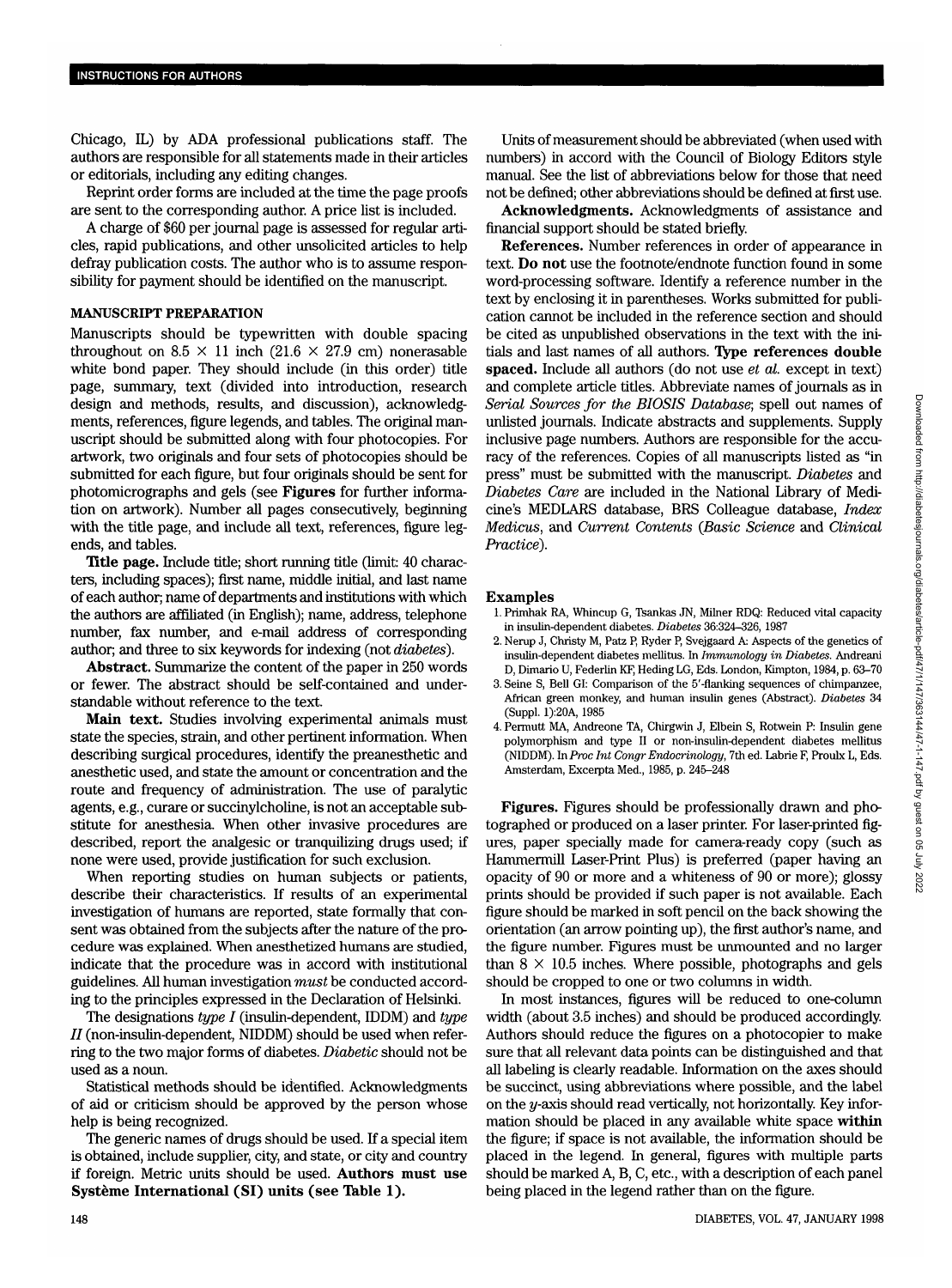Chicago, IL) by ADA professional publications staff. The authors are responsible for all statements made in their articles or editorials, including any editing changes.

Reprint order forms are included at the time the page proofs are sent to the corresponding author. A price list is included.

A charge of $60 per journal page is assessed for regular articles, rapid publications, and other unsolicited articles to help defray publication costs. The author who is to assume responsibility for payment should be identified on the manuscript.

## MANUSCRIPT PREPARATION

Manuscripts should be typewritten with double spacing throughout on 8.5 × 11 inch (21.6 × 27.9 cm) nonerasable white bond paper. They should include (in this order) title page, summary, text (divided into introduction, research design and methods, results, and discussion), acknowledgments, references, figure legends, and tables. The original manuscript should be submitted along with four photocopies. For artwork, two originals and four sets of photocopies should be submitted for each figure, but four originals should be sent for photomicrographs and gels (see **Figures** for further information on artwork). Number all pages consecutively, beginning with the title page, and include all text, references, figure legends, and tables.

**Title page.** Include title; short running title (limit: 40 characters, including spaces); first name, middle initial, and last name of each author; name of departments and institutions with which the authors are affiliated (in English); name, address, telephone number, fax number, and e-mail address of corresponding author; and three to six keywords for indexing (not *diabetes*).

**Abstract.** Summarize the content of the paper in 250 words or fewer. The abstract should be self-contained and understandable without reference to the text.

**Main text.** Studies involving experimental animals must state the species, strain, and other pertinent information. When describing surgical procedures, identify the preanesthetic and anesthetic used, and state the amount or concentration and the route and frequency of administration. The use of paralytic agents, e.g., curare or succinylcholine, is not an acceptable substitute for anesthesia. When other invasive procedures are described, report the analgesic or tranquilizing drugs used; if none were used, provide justification for such exclusion.

When reporting studies on human subjects or patients, describe their characteristics. If results of an experimental investigation of humans are reported, state formally that consent was obtained from the subjects after the nature of the procedure was explained. When anesthetized humans are studied, indicate that the procedure was in accord with institutional guidelines. All human investigation *must* be conducted according to the principles expressed in the Declaration of Helsinki.

The designations *type I* (insulin-dependent, IDDM) and *type II* (non-insulin-dependent, NIDDM) should be used when referring to the two major forms of diabetes. *Diabetic* should not be used as a noun.

Statistical methods should be identified. Acknowledgments of aid or criticism should be approved by the person whose help is being recognized.

The generic names of drugs should be used. If a special item is obtained, include supplier, city, and state, or city and country if foreign. Metric units should be used. **Authors must use Système International (SI) units (see Table 1).**

Units of measurement should be abbreviated (when used with numbers) in accord with the Council of Biology Editors style manual. See the list of abbreviations below for those that need not be defined; other abbreviations should be defined at first use.

**Acknowledgments.** Acknowledgments of assistance and financial support should be stated briefly.

**References.** Number references in order of appearance in text. **Do not** use the footnote/endnote function found in some word-processing software. Identify a reference number in the text by enclosing it in parentheses. Works submitted for publication cannot be included in the reference section and should be cited as unpublished observations in the text with the initials and last names of all authors. **Type references double spaced.** Include all authors (do not use *et al.* except in text) and complete article titles. Abbreviate names of journals as in *Serial Sources for the BIOSIS Database*; spell out names of unlisted journals. Indicate abstracts and supplements. Supply inclusive page numbers. Authors are responsible for the accuracy of the references. Copies of all manuscripts listed as "in press" must be submitted with the manuscript. *Diabetes* and *Diabetes Care* are included in the National Library of Medicine's MEDLARS database, BRS Colleague database, *Index Medicus*, and *Current Contents* (*Basic Science* and *Clinical Practice*).

### Examples

1. Primhak RA, Whincup G, Tsankas JN, Milner RDQ: Reduced vital capacity in insulin-dependent diabetes. *Diabetes* 36:324–326, 1987
2. Nerup J, Christy M, Patz P, Ryder P, Svejgaard A: Aspects of the genetics of insulin-dependent diabetes mellitus. In *Immunology in Diabetes.* Andreani D, Dimario U, Federlin KF, Heding LG, Eds. London, Kimpton, 1984, p. 63–70
3. Seine S, Bell GI: Comparison of the 5'-flanking sequences of chimpanzee, African green monkey, and human insulin genes (Abstract). *Diabetes* 34 (Suppl. 1):20A, 1985
4. Permutt MA, Andreone TA, Chirgwin J, Elbein S, Rotwein P: Insulin gene polymorphism and type II or non-insulin-dependent diabetes mellitus (NIDDM). In *Proc Int Congr Endocrinology*, 7th ed. Labrie F, Proulx L, Eds. Amsterdam, Excerpta Med., 1985, p. 245–248

**Figures.** Figures should be professionally drawn and photographed or produced on a laser printer. For laser-printed figures, paper specially made for camera-ready copy (such as Hammermill Laser-Print Plus) is preferred (paper having an opacity of 90 or more and a whiteness of 90 or more); glossy prints should be provided if such paper is not available. Each figure should be marked in soft pencil on the back showing the orientation (an arrow pointing up), the first author's name, and the figure number. Figures must be unmounted and no larger than 8 × 10.5 inches. Where possible, photographs and gels should be cropped to one or two columns in width.

In most instances, figures will be reduced to one-column width (about 3.5 inches) and should be produced accordingly. Authors should reduce the figures on a photocopier to make sure that all relevant data points can be distinguished and that all labeling is clearly readable. Information on the axes should be succinct, using abbreviations where possible, and the label on the *y*-axis should read vertically, not horizontally. Key information should be placed in any available white space **within** the figure; if space is not available, the information should be placed in the legend. In general, figures with multiple parts should be marked A, B, C, etc., with a description of each panel being placed in the legend rather than on the figure.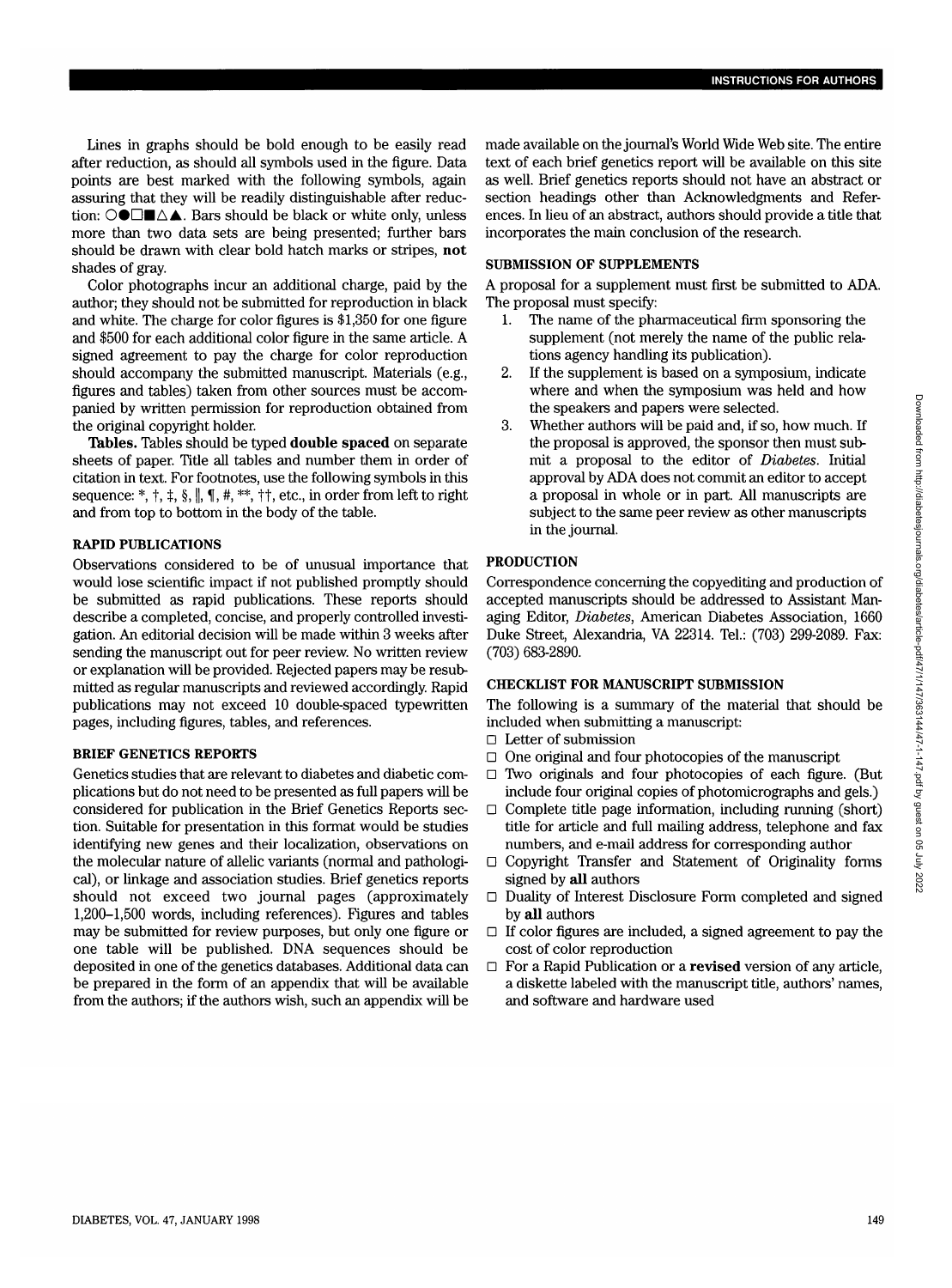Lines in graphs should be bold enough to be easily read after reduction, as should all symbols used in the figure. Data points are best marked with the following symbols, again assuring that they will be readily distinguishable after reduction: ○●□■△▲. Bars should be black or white only, unless more than two data sets are being presented; further bars should be drawn with clear bold hatch marks or stripes, **not** shades of gray.

Color photographs incur an additional charge, paid by the author; they should not be submitted for reproduction in black and white. The charge for color figures is $1,350 for one figure and $500 for each additional color figure in the same article. A signed agreement to pay the charge for color reproduction should accompany the submitted manuscript. Materials (e.g., figures and tables) taken from other sources must be accompanied by written permission for reproduction obtained from the original copyright holder.

**Tables.** Tables should be typed **double spaced** on separate sheets of paper. Title all tables and number them in order of citation in text. For footnotes, use the following symbols in this sequence: *, †, ‡, §, ‖, ¶, #, **, ††, etc., in order from left to right and from top to bottom in the body of the table.

## RAPID PUBLICATIONS

Observations considered to be of unusual importance that would lose scientific impact if not published promptly should be submitted as rapid publications. These reports should describe a completed, concise, and properly controlled investigation. An editorial decision will be made within 3 weeks after sending the manuscript out for peer review. No written review or explanation will be provided. Rejected papers may be resubmitted as regular manuscripts and reviewed accordingly. Rapid publications may not exceed 10 double-spaced typewritten pages, including figures, tables, and references.

## BRIEF GENETICS REPORTS

Genetics studies that are relevant to diabetes and diabetic complications but do not need to be presented as full papers will be considered for publication in the Brief Genetics Reports section. Suitable for presentation in this format would be studies identifying new genes and their localization, observations on the molecular nature of allelic variants (normal and pathological), or linkage and association studies. Brief genetics reports should not exceed two journal pages (approximately 1,200–1,500 words, including references). Figures and tables may be submitted for review purposes, but only one figure or one table will be published. DNA sequences should be deposited in one of the genetics databases. Additional data can be prepared in the form of an appendix that will be available from the authors; if the authors wish, such an appendix will be made available on the journal's World Wide Web site. The entire text of each brief genetics report will be available on this site as well. Brief genetics reports should not have an abstract or section headings other than Acknowledgments and References. In lieu of an abstract, authors should provide a title that incorporates the main conclusion of the research.

## SUBMISSION OF SUPPLEMENTS

A proposal for a supplement must first be submitted to ADA. The proposal must specify:

1. The name of the pharmaceutical firm sponsoring the supplement (not merely the name of the public relations agency handling its publication).
2. If the supplement is based on a symposium, indicate where and when the symposium was held and how the speakers and papers were selected.
3. Whether authors will be paid and, if so, how much. If the proposal is approved, the sponsor then must submit a proposal to the editor of *Diabetes*. Initial approval by ADA does not commit an editor to accept a proposal in whole or in part. All manuscripts are subject to the same peer review as other manuscripts in the journal.

## PRODUCTION

Correspondence concerning the copyediting and production of accepted manuscripts should be addressed to Assistant Managing Editor, *Diabetes*, American Diabetes Association, 1660 Duke Street, Alexandria, VA 22314. Tel.: (703) 299-2089. Fax: (703) 683-2890.

## CHECKLIST FOR MANUSCRIPT SUBMISSION

The following is a summary of the material that should be included when submitting a manuscript:

- ☐ Letter of submission
- ☐ One original and four photocopies of the manuscript
- ☐ Two originals and four photocopies of each figure. (But include four original copies of photomicrographs and gels.)
- ☐ Complete title page information, including running (short) title for article and full mailing address, telephone and fax numbers, and e-mail address for corresponding author
- ☐ Copyright Transfer and Statement of Originality forms signed by **all** authors
- ☐ Duality of Interest Disclosure Form completed and signed by **all** authors
- ☐ If color figures are included, a signed agreement to pay the cost of color reproduction
- ☐ For a Rapid Publication or a **revised** version of any article, a diskette labeled with the manuscript title, authors' names, and software and hardware used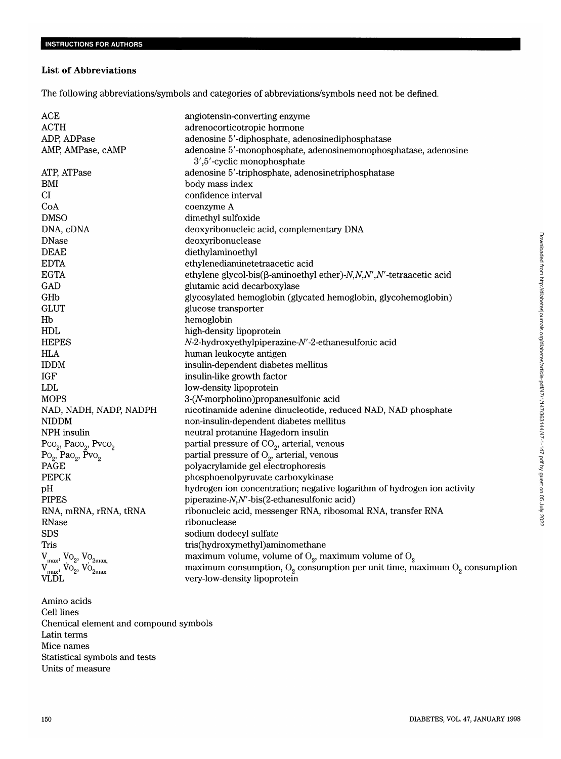## List of Abbreviations

The following abbreviations/symbols and categories of abbreviations/symbols need not be defined.

| | |
|---|---|
| ACE | angiotensin-converting enzyme |
| ACTH | adrenocorticotropic hormone |
| ADP, ADPase | adenosine 5′-diphosphate, adenosinediphosphatase |
| AMP, AMPase, cAMP | adenosine 5′-monophosphate, adenosinemonophosphatase, adenosine 3′,5′-cyclic monophosphate |
| ATP, ATPase | adenosine 5′-triphosphate, adenosinetriphosphatase |
| BMI | body mass index |
| CI | confidence interval |
| CoA | coenzyme A |
| DMSO | dimethyl sulfoxide |
| DNA, cDNA | deoxyribonucleic acid, complementary DNA |
| DNase | deoxyribonuclease |
| DEAE | diethylaminoethyl |
| EDTA | ethylenediaminetetraacetic acid |
| EGTA | ethylene glycol-bis(β-aminoethyl ether)-*N,N,N′,N′*-tetraacetic acid |
| GAD | glutamic acid decarboxylase |
| GHb | glycosylated hemoglobin (glycated hemoglobin, glycohemoglobin) |
| GLUT | glucose transporter |
| Hb | hemoglobin |
| HDL | high-density lipoprotein |
| HEPES | *N*-2-hydroxyethylpiperazine-*N′*-2-ethanesulfonic acid |
| HLA | human leukocyte antigen |
| IDDM | insulin-dependent diabetes mellitus |
| IGF | insulin-like growth factor |
| LDL | low-density lipoprotein |
| MOPS | 3-(*N*-morpholino)propanesulfonic acid |
| NAD, NADH, NADP, NADPH | nicotinamide adenine dinucleotide, reduced NAD, NAD phosphate |
| NIDDM | non-insulin-dependent diabetes mellitus |
| NPH insulin | neutral protamine Hagedorn insulin |
| $P_{CO_2}$, $Pa_{CO_2}$, $P\bar{v}_{CO_2}$ | partial pressure of $CO_2$, arterial, venous |
| $P_{O_2}$, $Pa_{O_2}$, $P\bar{v}_{O_2}$ | partial pressure of $O_2$, arterial, venous |
| PAGE | polyacrylamide gel electrophoresis |
| PEPCK | phosphoenolpyruvate carboxykinase |
| pH | hydrogen ion concentration; negative logarithm of hydrogen ion activity |
| PIPES | piperazine-*N,N′*-bis(2-ethanesulfonic acid) |
| RNA, mRNA, rRNA, tRNA | ribonucleic acid, messenger RNA, ribosomal RNA, transfer RNA |
| RNase | ribonuclease |
| SDS | sodium dodecyl sulfate |
| Tris | tris(hydroxymethyl)aminomethane |
| $V_{max}$, $V_{O_2}$, $V_{O_{2max}}$ | maximum volume, volume of $O_2$, maximum volume of $O_2$ |
| $\dot{V}_{max}$, $\dot{V}_{O_2}$, $\dot{V}_{O_{2max}}$ | maximum consumption, $O_2$ consumption per unit time, maximum $O_2$ consumption |
| VLDL | very-low-density lipoprotein |

Amino acids
Cell lines
Chemical element and compound symbols
Latin terms
Mice names
Statistical symbols and tests
Units of measure